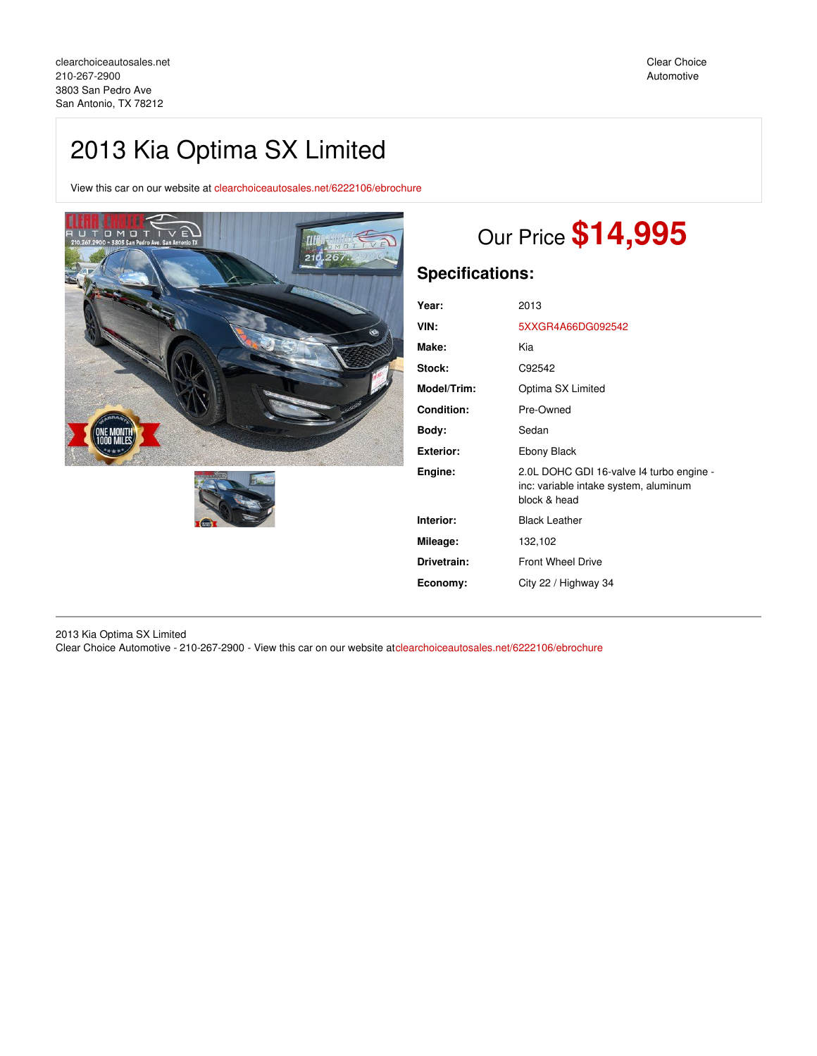clearchoiceautosales.net
210-267-2900
3803 San Pedro Ave
San Antonio, TX 78212

Clear Choice Automotive

# 2013 Kia Optima SX Limited

View this car on our website at clearchoiceautosales.net/6222106/ebrochure

## Our Price **$14,995**

## Specifications:

| | |
|---|---|
| **Year:** | 2013 |
| **VIN:** | 5XXGR4A66DG092542 |
| **Make:** | Kia |
| **Stock:** | C92542 |
| **Model/Trim:** | Optima SX Limited |
| **Condition:** | Pre-Owned |
| **Body:** | Sedan |
| **Exterior:** | Ebony Black |
| **Engine:** | 2.0L DOHC GDI 16-valve I4 turbo engine - inc: variable intake system, aluminum block & head |
| **Interior:** | Black Leather |
| **Mileage:** | 132,102 |
| **Drivetrain:** | Front Wheel Drive |
| **Economy:** | City 22 / Highway 34 |

2013 Kia Optima SX Limited
Clear Choice Automotive - 210-267-2900 - View this car on our website atclearchoiceautosales.net/6222106/ebrochure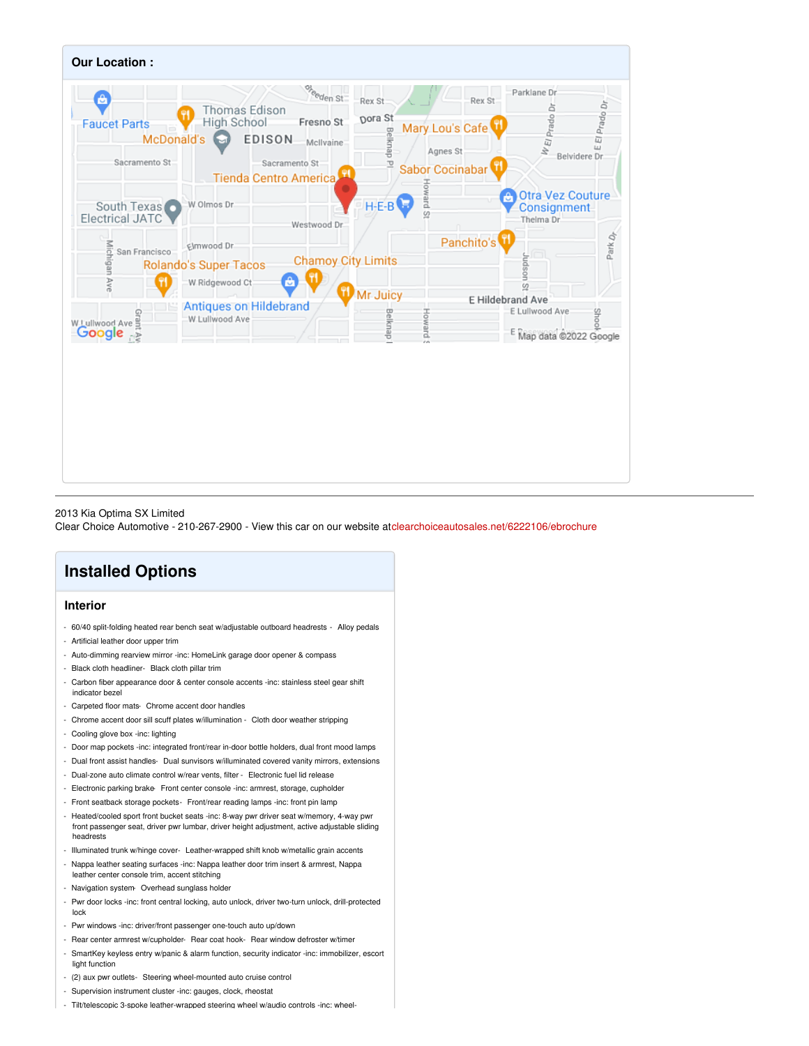## Our Location :

2013 Kia Optima SX Limited
Clear Choice Automotive - 210-267-2900 - View this car on our website at clearchoiceautosales.net/6222106/ebrochure

## Installed Options

### Interior

- 60/40 split-folding heated rear bench seat w/adjustable outboard headrests - Alloy pedals
- Artificial leather door upper trim
- Auto-dimming rearview mirror -inc: HomeLink garage door opener & compass
- Black cloth headliner- Black cloth pillar trim
- Carbon fiber appearance door & center console accents -inc: stainless steel gear shift indicator bezel
- Carpeted floor mats- Chrome accent door handles
- Chrome accent door sill scuff plates w/illumination - Cloth door weather stripping
- Cooling glove box -inc: lighting
- Door map pockets -inc: integrated front/rear in-door bottle holders, dual front mood lamps
- Dual front assist handles- Dual sunvisors w/illuminated covered vanity mirrors, extensions
- Dual-zone auto climate control w/rear vents, filter - Electronic fuel lid release
- Electronic parking brake- Front center console -inc: armrest, storage, cupholder
- Front seatback storage pockets- Front/rear reading lamps -inc: front pin lamp
- Heated/cooled sport front bucket seats -inc: 8-way pwr driver seat w/memory, 4-way pwr front passenger seat, driver pwr lumbar, driver height adjustment, active adjustable sliding headrests
- Illuminated trunk w/hinge cover- Leather-wrapped shift knob w/metallic grain accents
- Nappa leather seating surfaces -inc: Nappa leather door trim insert & armrest, Nappa leather center console trim, accent stitching
- Navigation system- Overhead sunglass holder
- Pwr door locks -inc: front central locking, auto unlock, driver two-turn unlock, drill-protected lock
- Pwr windows -inc: driver/front passenger one-touch auto up/down
- Rear center armrest w/cupholder- Rear coat hook- Rear window defroster w/timer
- SmartKey keyless entry w/panic & alarm function, security indicator -inc: immobilizer, escort light function
- (2) aux pwr outlets- Steering wheel-mounted auto cruise control
- Supervision instrument cluster -inc: gauges, clock, rheostat
- Tilt/telescopic 3-spoke leather-wrapped steering wheel w/audio controls -inc: wheel-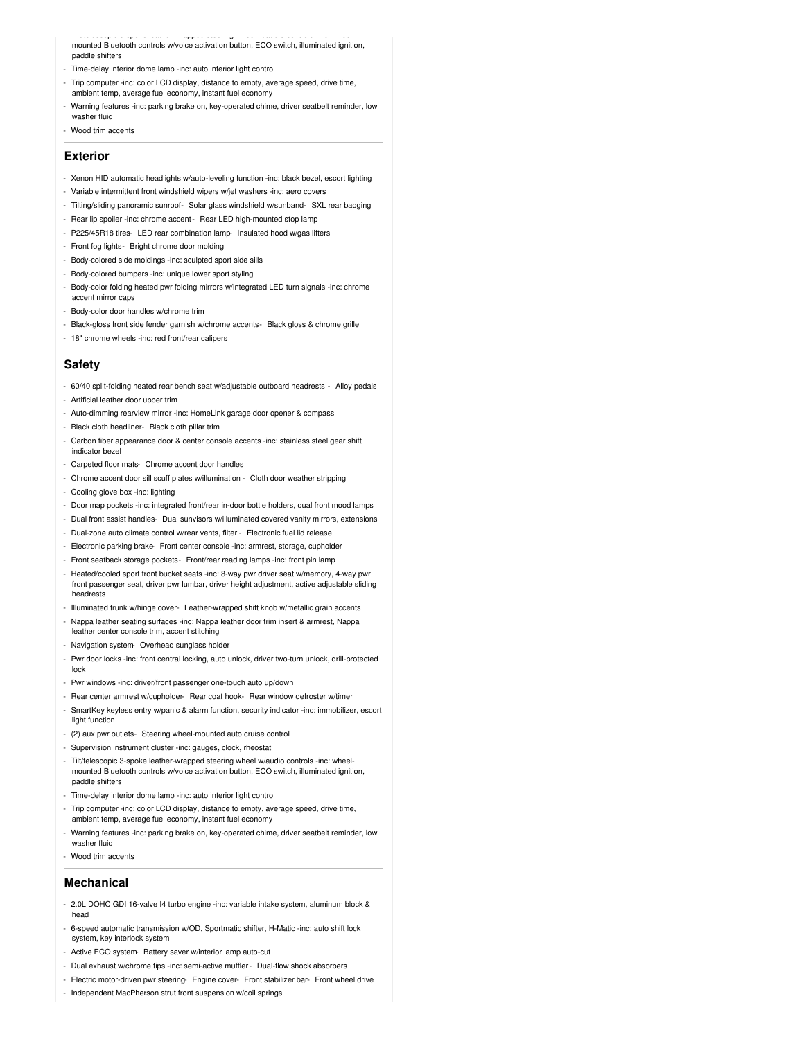mounted Bluetooth controls w/voice activation button, ECO switch, illuminated ignition, paddle shifters
- Time-delay interior dome lamp -inc: auto interior light control
- Trip computer -inc: color LCD display, distance to empty, average speed, drive time, ambient temp, average fuel economy, instant fuel economy
- Warning features -inc: parking brake on, key-operated chime, driver seatbelt reminder, low washer fluid
- Wood trim accents

## Exterior

- Xenon HID automatic headlights w/auto-leveling function -inc: black bezel, escort lighting
- Variable intermittent front windshield wipers w/jet washers -inc: aero covers
- Tilting/sliding panoramic sunroof- Solar glass windshield w/sunband- SXL rear badging
- Rear lip spoiler -inc: chrome accent - Rear LED high-mounted stop lamp
- P225/45R18 tires- LED rear combination lamp- Insulated hood w/gas lifters
- Front fog lights- Bright chrome door molding
- Body-colored side moldings -inc: sculpted sport side sills
- Body-colored bumpers -inc: unique lower sport styling
- Body-color folding heated pwr folding mirrors w/integrated LED turn signals -inc: chrome accent mirror caps
- Body-color door handles w/chrome trim
- Black-gloss front side fender garnish w/chrome accents- Black gloss & chrome grille
- 18" chrome wheels -inc: red front/rear calipers

## Safety

- 60/40 split-folding heated rear bench seat w/adjustable outboard headrests - Alloy pedals
- Artificial leather door upper trim
- Auto-dimming rearview mirror -inc: HomeLink garage door opener & compass
- Black cloth headliner- Black cloth pillar trim
- Carbon fiber appearance door & center console accents -inc: stainless steel gear shift indicator bezel
- Carpeted floor mats- Chrome accent door handles
- Chrome accent door sill scuff plates w/illumination - Cloth door weather stripping
- Cooling glove box -inc: lighting
- Door map pockets -inc: integrated front/rear in-door bottle holders, dual front mood lamps
- Dual front assist handles- Dual sunvisors w/illuminated covered vanity mirrors, extensions
- Dual-zone auto climate control w/rear vents, filter - Electronic fuel lid release
- Electronic parking brake- Front center console -inc: armrest, storage, cupholder
- Front seatback storage pockets- Front/rear reading lamps -inc: front pin lamp
- Heated/cooled sport front bucket seats -inc: 8-way pwr driver seat w/memory, 4-way pwr front passenger seat, driver pwr lumbar, driver height adjustment, active adjustable sliding headrests
- Illuminated trunk w/hinge cover- Leather-wrapped shift knob w/metallic grain accents
- Nappa leather seating surfaces -inc: Nappa leather door trim insert & armrest, Nappa leather center console trim, accent stitching
- Navigation system- Overhead sunglass holder
- Pwr door locks -inc: front central locking, auto unlock, driver two-turn unlock, drill-protected lock
- Pwr windows -inc: driver/front passenger one-touch auto up/down
- Rear center armrest w/cupholder- Rear coat hook- Rear window defroster w/timer
- SmartKey keyless entry w/panic & alarm function, security indicator -inc: immobilizer, escort light function
- (2) aux pwr outlets- Steering wheel-mounted auto cruise control
- Supervision instrument cluster -inc: gauges, clock, rheostat
- Tilt/telescopic 3-spoke leather-wrapped steering wheel w/audio controls -inc: wheel-mounted Bluetooth controls w/voice activation button, ECO switch, illuminated ignition, paddle shifters
- Time-delay interior dome lamp -inc: auto interior light control
- Trip computer -inc: color LCD display, distance to empty, average speed, drive time, ambient temp, average fuel economy, instant fuel economy
- Warning features -inc: parking brake on, key-operated chime, driver seatbelt reminder, low washer fluid
- Wood trim accents

## Mechanical

- 2.0L DOHC GDI 16-valve I4 turbo engine -inc: variable intake system, aluminum block & head
- 6-speed automatic transmission w/OD, Sportmatic shifter, H-Matic -inc: auto shift lock system, key interlock system
- Active ECO system- Battery saver w/interior lamp auto-cut
- Dual exhaust w/chrome tips -inc: semi-active muffler - Dual-flow shock absorbers
- Electric motor-driven pwr steering- Engine cover- Front stabilizer bar- Front wheel drive
- Independent MacPherson strut front suspension w/coil springs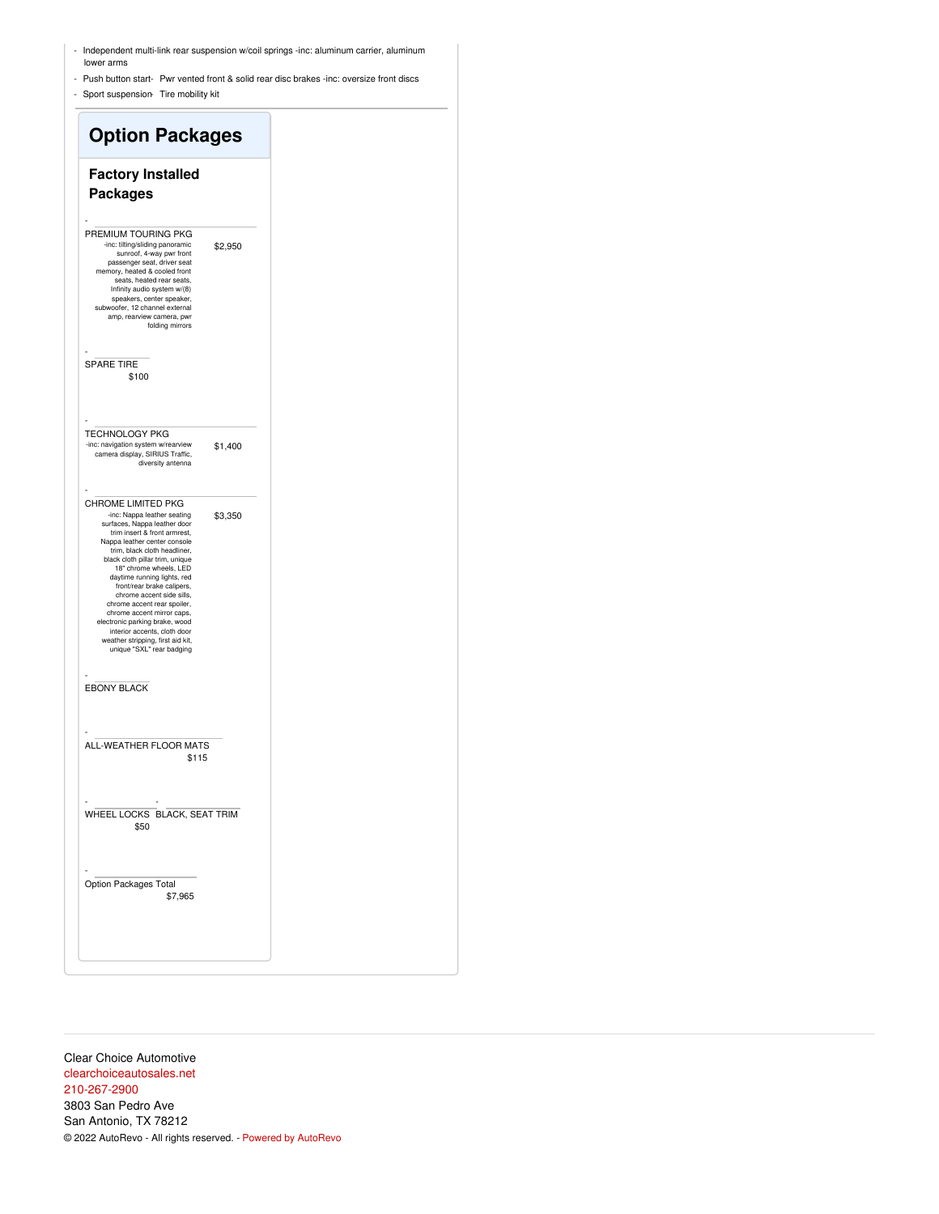- Independent multi-link rear suspension w/coil springs -inc: aluminum carrier, aluminum lower arms
- Push button start
- Pwr vented front & solid rear disc brakes -inc: oversize front discs
- Sport suspension
- Tire mobility kit

## Option Packages

### Factory Installed Packages

| | |
|---|---|
| PREMIUM TOURING PKG<br>-inc: tilting/sliding panoramic sunroof, 4-way pwr front passenger seat, driver seat memory, heated & cooled front seats, heated rear seats, Infinity audio system w/(8) speakers, center speaker, subwoofer, 12 channel external amp, rearview camera, pwr folding mirrors | $2,950 |
| SPARE TIRE | $100 |
| TECHNOLOGY PKG<br>-inc: navigation system w/rearview camera display, SIRIUS Traffic, diversity antenna | $1,400 |
| CHROME LIMITED PKG<br>-inc: Nappa leather seating surfaces, Nappa leather door trim insert & front armrest, Nappa leather center console trim, black cloth headliner, black cloth pillar trim, unique 18" chrome wheels, LED daytime running lights, red front/rear brake calipers, chrome accent side sills, chrome accent rear spoiler, chrome accent mirror caps, electronic parking brake, wood interior accents, cloth door weather stripping, first aid kit, unique "SXL" rear badging | $3,350 |
| EBONY BLACK | |
| ALL-WEATHER FLOOR MATS | $115 |
| WHEEL LOCKS | $50 |
| BLACK, SEAT TRIM | |
| Option Packages Total | $7,965 |

Clear Choice Automotive
clearchoiceautosales.net
210-267-2900
3803 San Pedro Ave
San Antonio, TX 78212
© 2022 AutoRevo - All rights reserved. - Powered by AutoRevo